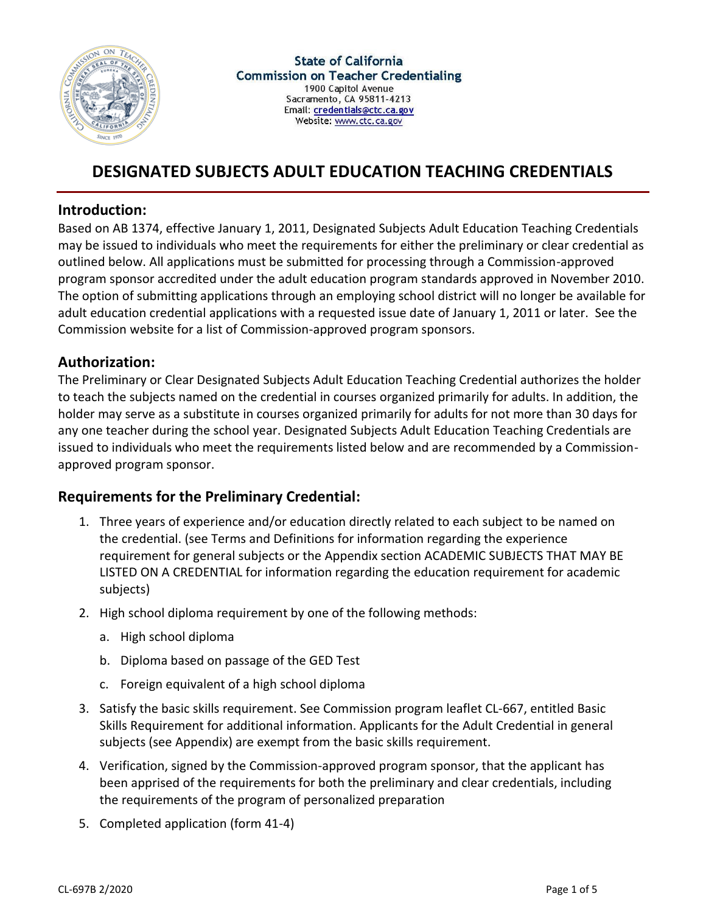State of California
Commission on Teacher Credentialing
1900 Capitol Avenue
Sacramento, CA 95811-4213
Email: credentials@ctc.ca.gov
Website: www.ctc.ca.gov

# DESIGNATED SUBJECTS ADULT EDUCATION TEACHING CREDENTIALS

## Introduction:

Based on AB 1374, effective January 1, 2011, Designated Subjects Adult Education Teaching Credentials may be issued to individuals who meet the requirements for either the preliminary or clear credential as outlined below. All applications must be submitted for processing through a Commission-approved program sponsor accredited under the adult education program standards approved in November 2010. The option of submitting applications through an employing school district will no longer be available for adult education credential applications with a requested issue date of January 1, 2011 or later. See the Commission website for a list of Commission-approved program sponsors.

## Authorization:

The Preliminary or Clear Designated Subjects Adult Education Teaching Credential authorizes the holder to teach the subjects named on the credential in courses organized primarily for adults. In addition, the holder may serve as a substitute in courses organized primarily for adults for not more than 30 days for any one teacher during the school year. Designated Subjects Adult Education Teaching Credentials are issued to individuals who meet the requirements listed below and are recommended by a Commission-approved program sponsor.

## Requirements for the Preliminary Credential:

1. Three years of experience and/or education directly related to each subject to be named on the credential. (see Terms and Definitions for information regarding the experience requirement for general subjects or the Appendix section ACADEMIC SUBJECTS THAT MAY BE LISTED ON A CREDENTIAL for information regarding the education requirement for academic subjects)
2. High school diploma requirement by one of the following methods:
   a. High school diploma
   b. Diploma based on passage of the GED Test
   c. Foreign equivalent of a high school diploma
3. Satisfy the basic skills requirement. See Commission program leaflet CL-667, entitled Basic Skills Requirement for additional information. Applicants for the Adult Credential in general subjects (see Appendix) are exempt from the basic skills requirement.
4. Verification, signed by the Commission-approved program sponsor, that the applicant has been apprised of the requirements for both the preliminary and clear credentials, including the requirements of the program of personalized preparation
5. Completed application (form 41-4)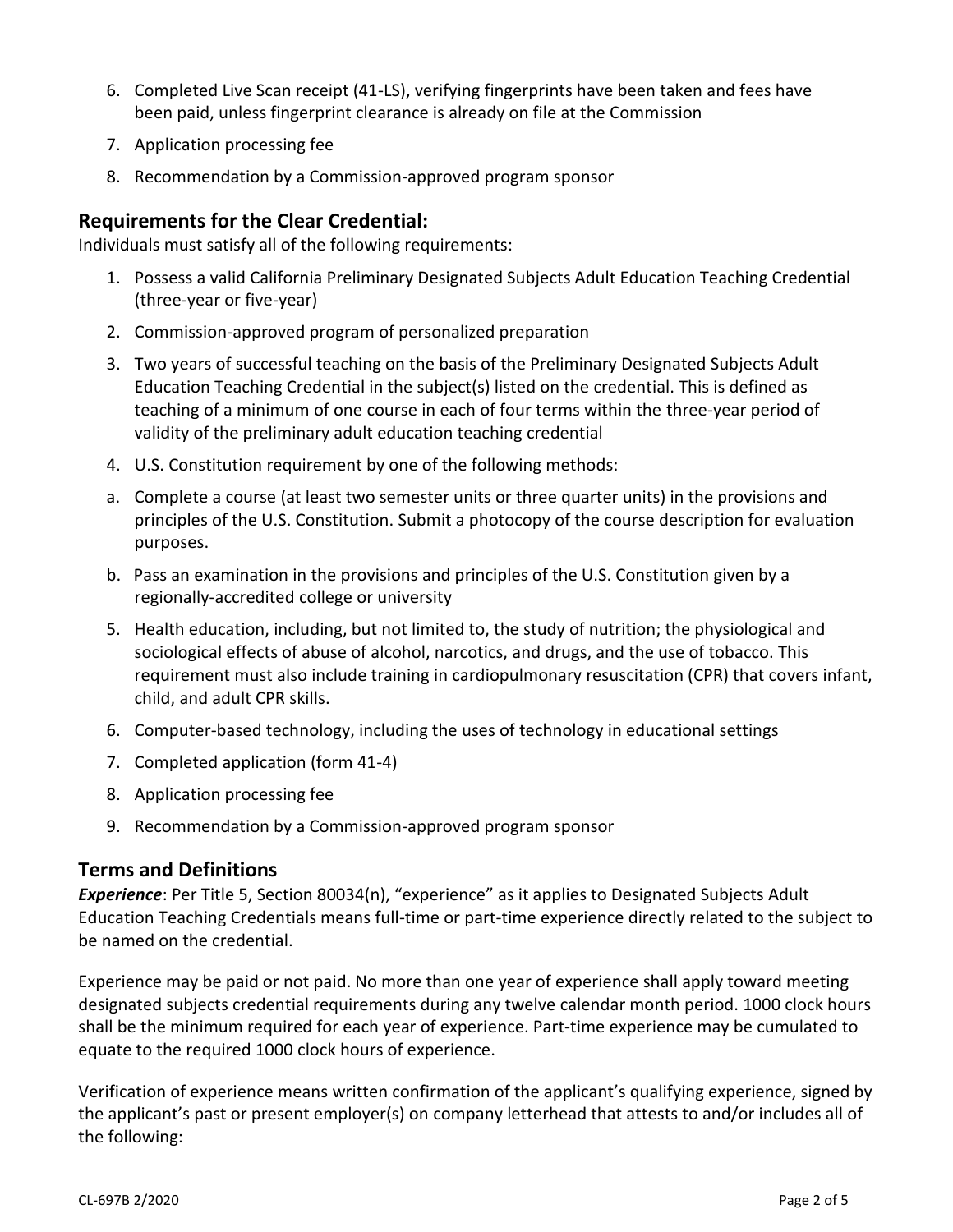6. Completed Live Scan receipt (41-LS), verifying fingerprints have been taken and fees have been paid, unless fingerprint clearance is already on file at the Commission
7. Application processing fee
8. Recommendation by a Commission-approved program sponsor

## Requirements for the Clear Credential:

Individuals must satisfy all of the following requirements:

1. Possess a valid California Preliminary Designated Subjects Adult Education Teaching Credential (three-year or five-year)
2. Commission-approved program of personalized preparation
3. Two years of successful teaching on the basis of the Preliminary Designated Subjects Adult Education Teaching Credential in the subject(s) listed on the credential. This is defined as teaching of a minimum of one course in each of four terms within the three-year period of validity of the preliminary adult education teaching credential
4. U.S. Constitution requirement by one of the following methods:

   a. Complete a course (at least two semester units or three quarter units) in the provisions and principles of the U.S. Constitution. Submit a photocopy of the course description for evaluation purposes.

   b. Pass an examination in the provisions and principles of the U.S. Constitution given by a regionally-accredited college or university
5. Health education, including, but not limited to, the study of nutrition; the physiological and sociological effects of abuse of alcohol, narcotics, and drugs, and the use of tobacco. This requirement must also include training in cardiopulmonary resuscitation (CPR) that covers infant, child, and adult CPR skills.
6. Computer-based technology, including the uses of technology in educational settings
7. Completed application (form 41-4)
8. Application processing fee
9. Recommendation by a Commission-approved program sponsor

## Terms and Definitions

***Experience***: Per Title 5, Section 80034(n), "experience" as it applies to Designated Subjects Adult Education Teaching Credentials means full-time or part-time experience directly related to the subject to be named on the credential.

Experience may be paid or not paid. No more than one year of experience shall apply toward meeting designated subjects credential requirements during any twelve calendar month period. 1000 clock hours shall be the minimum required for each year of experience. Part-time experience may be cumulated to equate to the required 1000 clock hours of experience.

Verification of experience means written confirmation of the applicant's qualifying experience, signed by the applicant's past or present employer(s) on company letterhead that attests to and/or includes all of the following: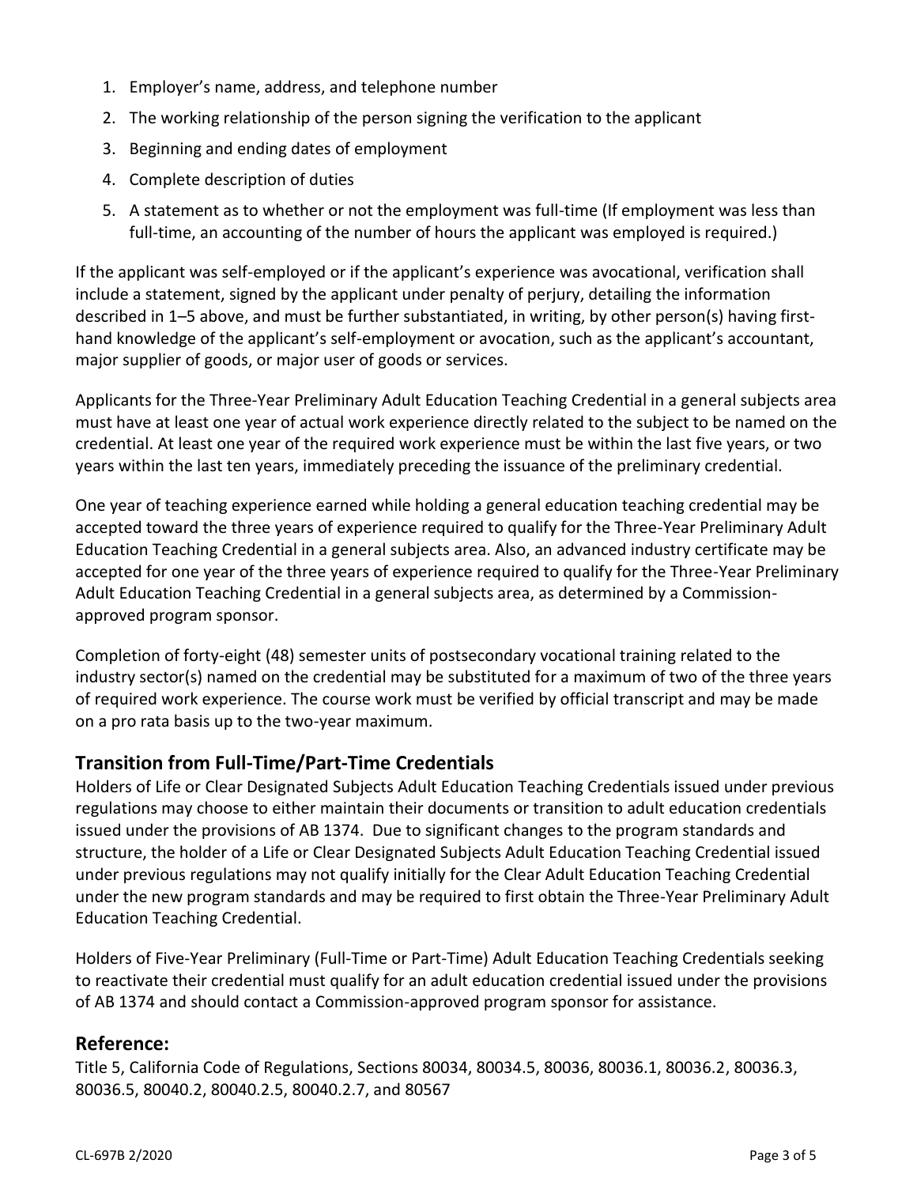1. Employer's name, address, and telephone number
2. The working relationship of the person signing the verification to the applicant
3. Beginning and ending dates of employment
4. Complete description of duties
5. A statement as to whether or not the employment was full-time (If employment was less than full-time, an accounting of the number of hours the applicant was employed is required.)

If the applicant was self-employed or if the applicant's experience was avocational, verification shall include a statement, signed by the applicant under penalty of perjury, detailing the information described in 1–5 above, and must be further substantiated, in writing, by other person(s) having first-hand knowledge of the applicant's self-employment or avocation, such as the applicant's accountant, major supplier of goods, or major user of goods or services.

Applicants for the Three-Year Preliminary Adult Education Teaching Credential in a general subjects area must have at least one year of actual work experience directly related to the subject to be named on the credential. At least one year of the required work experience must be within the last five years, or two years within the last ten years, immediately preceding the issuance of the preliminary credential.

One year of teaching experience earned while holding a general education teaching credential may be accepted toward the three years of experience required to qualify for the Three-Year Preliminary Adult Education Teaching Credential in a general subjects area. Also, an advanced industry certificate may be accepted for one year of the three years of experience required to qualify for the Three-Year Preliminary Adult Education Teaching Credential in a general subjects area, as determined by a Commission-approved program sponsor.

Completion of forty-eight (48) semester units of postsecondary vocational training related to the industry sector(s) named on the credential may be substituted for a maximum of two of the three years of required work experience. The course work must be verified by official transcript and may be made on a pro rata basis up to the two-year maximum.

## Transition from Full-Time/Part-Time Credentials

Holders of Life or Clear Designated Subjects Adult Education Teaching Credentials issued under previous regulations may choose to either maintain their documents or transition to adult education credentials issued under the provisions of AB 1374. Due to significant changes to the program standards and structure, the holder of a Life or Clear Designated Subjects Adult Education Teaching Credential issued under previous regulations may not qualify initially for the Clear Adult Education Teaching Credential under the new program standards and may be required to first obtain the Three-Year Preliminary Adult Education Teaching Credential.

Holders of Five-Year Preliminary (Full-Time or Part-Time) Adult Education Teaching Credentials seeking to reactivate their credential must qualify for an adult education credential issued under the provisions of AB 1374 and should contact a Commission-approved program sponsor for assistance.

## Reference:

Title 5, California Code of Regulations, Sections 80034, 80034.5, 80036, 80036.1, 80036.2, 80036.3, 80036.5, 80040.2, 80040.2.5, 80040.2.7, and 80567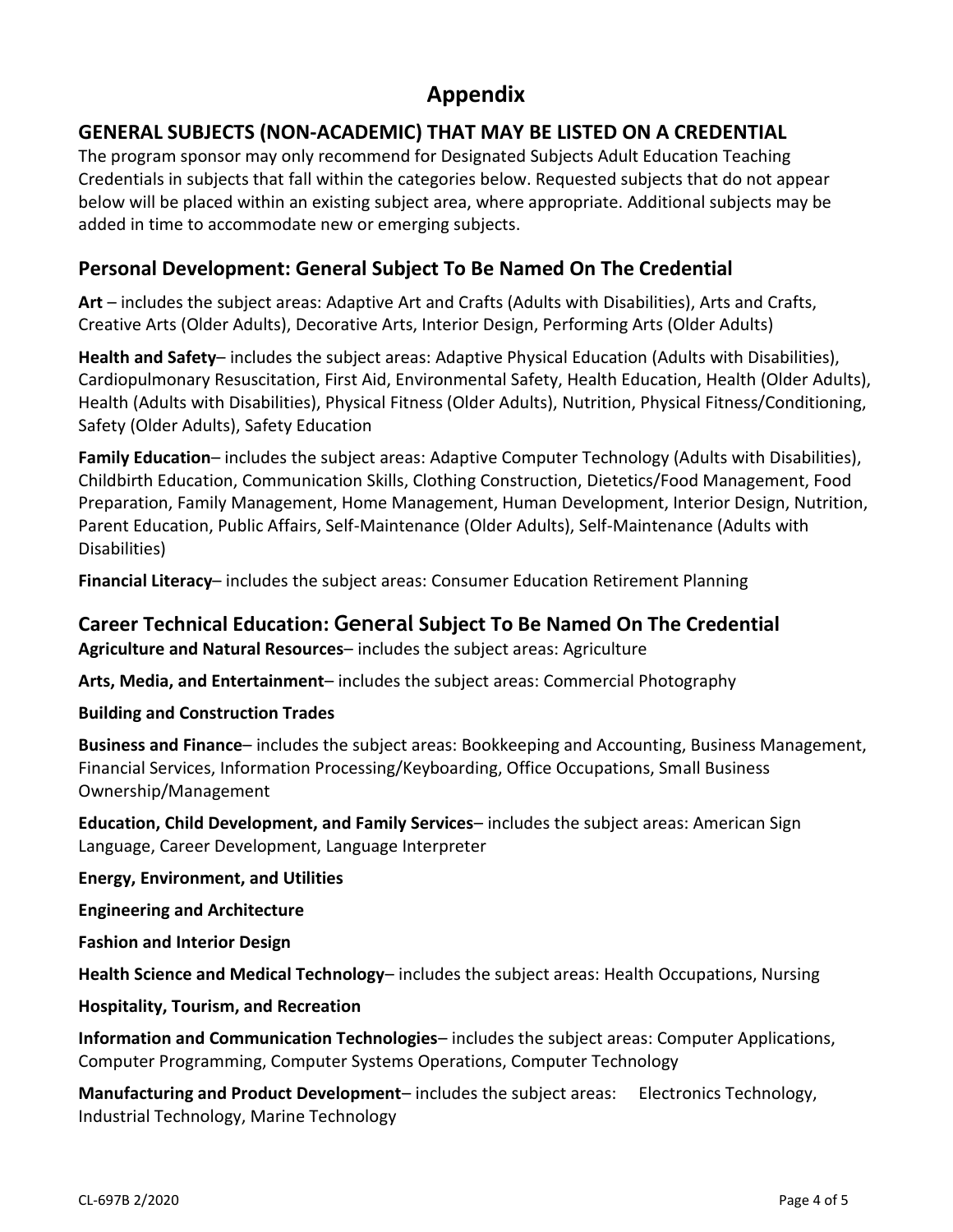# Appendix

## GENERAL SUBJECTS (NON-ACADEMIC) THAT MAY BE LISTED ON A CREDENTIAL

The program sponsor may only recommend for Designated Subjects Adult Education Teaching Credentials in subjects that fall within the categories below. Requested subjects that do not appear below will be placed within an existing subject area, where appropriate. Additional subjects may be added in time to accommodate new or emerging subjects.

### Personal Development: General Subject To Be Named On The Credential

**Art** – includes the subject areas: Adaptive Art and Crafts (Adults with Disabilities), Arts and Crafts, Creative Arts (Older Adults), Decorative Arts, Interior Design, Performing Arts (Older Adults)

**Health and Safety**– includes the subject areas: Adaptive Physical Education (Adults with Disabilities), Cardiopulmonary Resuscitation, First Aid, Environmental Safety, Health Education, Health (Older Adults), Health (Adults with Disabilities), Physical Fitness (Older Adults), Nutrition, Physical Fitness/Conditioning, Safety (Older Adults), Safety Education

**Family Education**– includes the subject areas: Adaptive Computer Technology (Adults with Disabilities), Childbirth Education, Communication Skills, Clothing Construction, Dietetics/Food Management, Food Preparation, Family Management, Home Management, Human Development, Interior Design, Nutrition, Parent Education, Public Affairs, Self-Maintenance (Older Adults), Self-Maintenance (Adults with Disabilities)

**Financial Literacy**– includes the subject areas: Consumer Education Retirement Planning

### Career Technical Education: General Subject To Be Named On The Credential

**Agriculture and Natural Resources**– includes the subject areas: Agriculture

**Arts, Media, and Entertainment**– includes the subject areas: Commercial Photography

**Building and Construction Trades**

**Business and Finance**– includes the subject areas: Bookkeeping and Accounting, Business Management, Financial Services, Information Processing/Keyboarding, Office Occupations, Small Business Ownership/Management

**Education, Child Development, and Family Services**– includes the subject areas: American Sign Language, Career Development, Language Interpreter

**Energy, Environment, and Utilities**

**Engineering and Architecture**

**Fashion and Interior Design**

**Health Science and Medical Technology**– includes the subject areas: Health Occupations, Nursing

**Hospitality, Tourism, and Recreation**

**Information and Communication Technologies**– includes the subject areas: Computer Applications, Computer Programming, Computer Systems Operations, Computer Technology

**Manufacturing and Product Development**– includes the subject areas: Electronics Technology, Industrial Technology, Marine Technology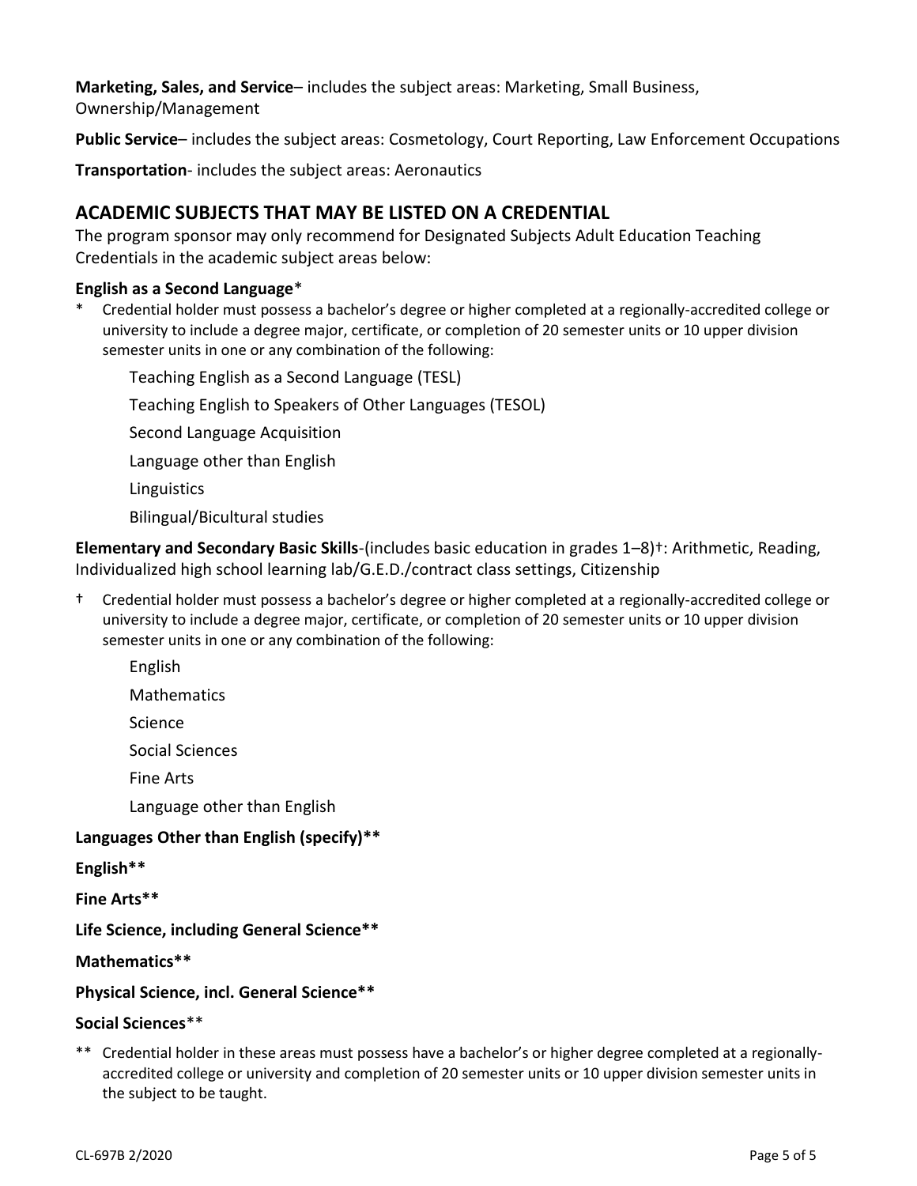**Marketing, Sales, and Service**– includes the subject areas: Marketing, Small Business, Ownership/Management

**Public Service**– includes the subject areas: Cosmetology, Court Reporting, Law Enforcement Occupations

**Transportation**- includes the subject areas: Aeronautics

## ACADEMIC SUBJECTS THAT MAY BE LISTED ON A CREDENTIAL

The program sponsor may only recommend for Designated Subjects Adult Education Teaching Credentials in the academic subject areas below:

**English as a Second Language***

\* Credential holder must possess a bachelor's degree or higher completed at a regionally-accredited college or university to include a degree major, certificate, or completion of 20 semester units or 10 upper division semester units in one or any combination of the following:

- Teaching English as a Second Language (TESL)
- Teaching English to Speakers of Other Languages (TESOL)
- Second Language Acquisition
- Language other than English
- Linguistics
- Bilingual/Bicultural studies

**Elementary and Secondary Basic Skills**-(includes basic education in grades 1–8)†: Arithmetic, Reading, Individualized high school learning lab/G.E.D./contract class settings, Citizenship

† Credential holder must possess a bachelor's degree or higher completed at a regionally-accredited college or university to include a degree major, certificate, or completion of 20 semester units or 10 upper division semester units in one or any combination of the following:

- English
- Mathematics
- Science
- Social Sciences
- Fine Arts
- Language other than English

**Languages Other than English (specify)****

**English****

**Fine Arts****

**Life Science, including General Science****

**Mathematics****

**Physical Science, incl. General Science****

**Social Sciences****

** Credential holder in these areas must possess have a bachelor's or higher degree completed at a regionally-accredited college or university and completion of 20 semester units or 10 upper division semester units in the subject to be taught.

CL-697B 2/2020